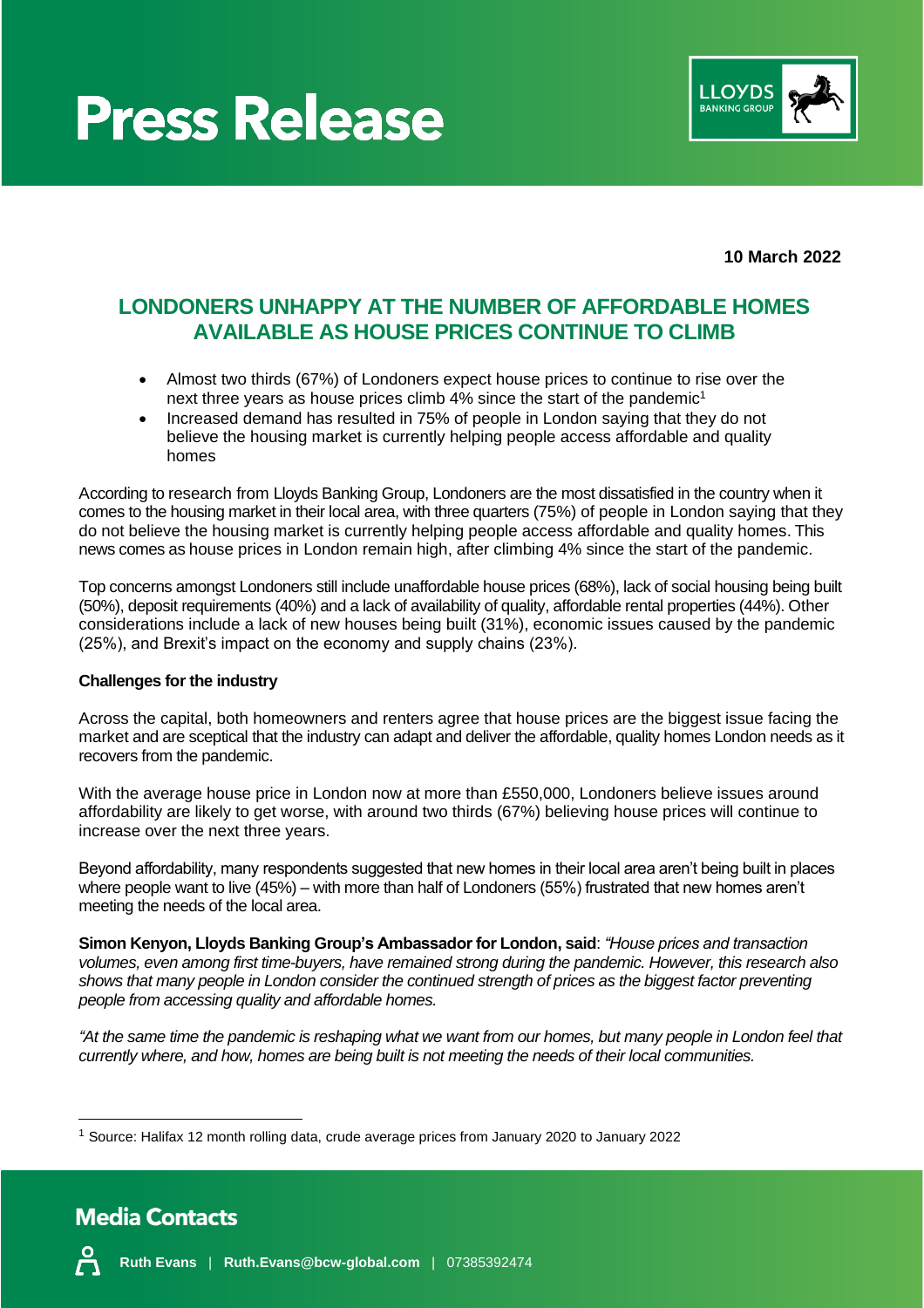# Press Release

**10 March 2022**

## LONDONERS UNHAPPY AT THE NUMBER OF AFFORDABLE HOMES AVAILABLE AS HOUSE PRICES CONTINUE TO CLIMB

- Almost two thirds (67%) of Londoners expect house prices to continue to rise over the next three years as house prices climb 4% since the start of the pandemic[1]
- Increased demand has resulted in 75% of people in London saying that they do not believe the housing market is currently helping people access affordable and quality homes

According to research from Lloyds Banking Group, Londoners are the most dissatisfied in the country when it comes to the housing market in their local area, with three quarters (75%) of people in London saying that they do not believe the housing market is currently helping people access affordable and quality homes. This news comes as house prices in London remain high, after climbing 4% since the start of the pandemic.

Top concerns amongst Londoners still include unaffordable house prices (68%), lack of social housing being built (50%), deposit requirements (40%) and a lack of availability of quality, affordable rental properties (44%). Other considerations include a lack of new houses being built (31%), economic issues caused by the pandemic (25%), and Brexit's impact on the economy and supply chains (23%).

**Challenges for the industry**

Across the capital, both homeowners and renters agree that house prices are the biggest issue facing the market and are sceptical that the industry can adapt and deliver the affordable, quality homes London needs as it recovers from the pandemic.

With the average house price in London now at more than £550,000, Londoners believe issues around affordability are likely to get worse, with around two thirds (67%) believing house prices will continue to increase over the next three years.

Beyond affordability, many respondents suggested that new homes in their local area aren't being built in places where people want to live (45%) – with more than half of Londoners (55%) frustrated that new homes aren't meeting the needs of the local area.

**Simon Kenyon, Lloyds Banking Group's Ambassador for London, said**: *"House prices and transaction volumes, even among first time-buyers, have remained strong during the pandemic. However, this research also shows that many people in London consider the continued strength of prices as the biggest factor preventing people from accessing quality and affordable homes.*

*"At the same time the pandemic is reshaping what we want from our homes, but many people in London feel that currently where, and how, homes are being built is not meeting the needs of their local communities.*

[1] Source: Halifax 12 month rolling data, crude average prices from January 2020 to January 2022

## Media Contacts

**Ruth Evans** | **Ruth.Evans@bcw-global.com** | 07385392474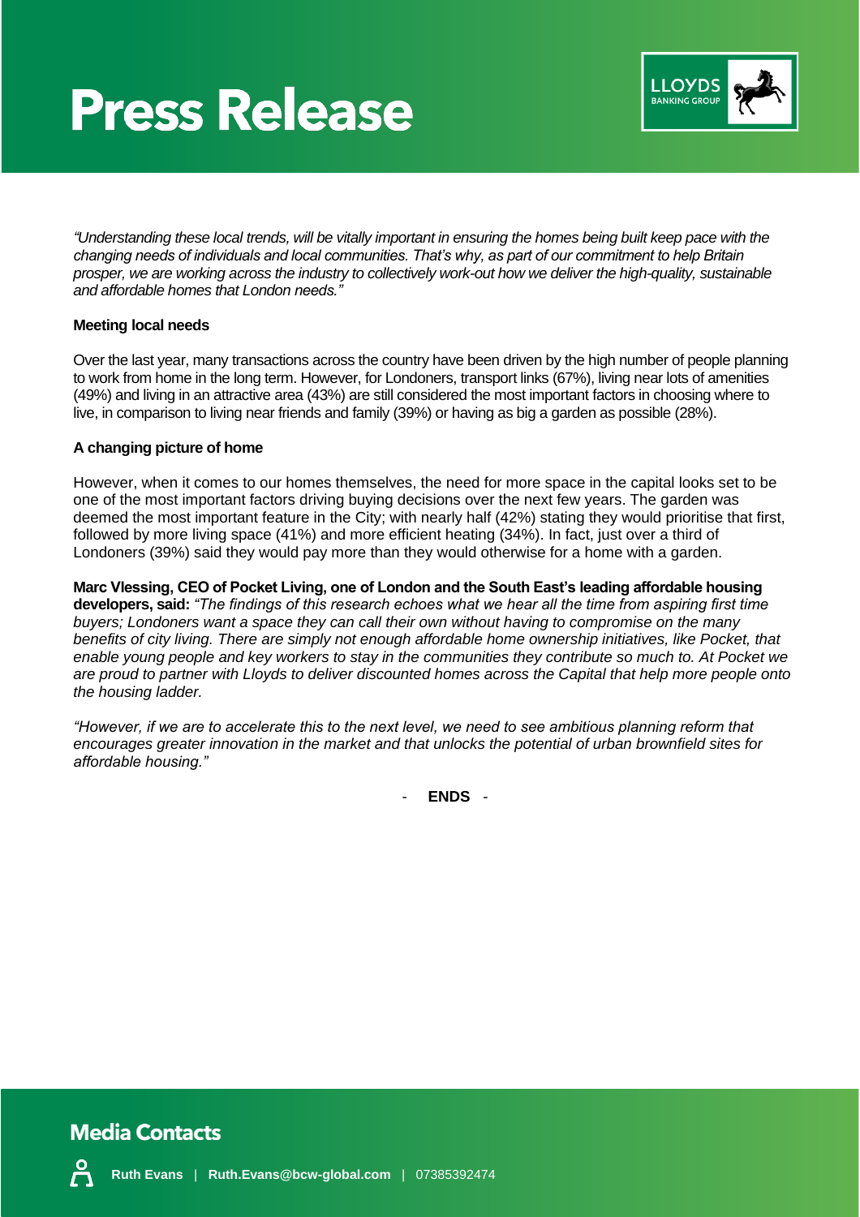# Press Release

*"Understanding these local trends, will be vitally important in ensuring the homes being built keep pace with the changing needs of individuals and local communities. That's why, as part of our commitment to help Britain prosper, we are working across the industry to collectively work-out how we deliver the high-quality, sustainable and affordable homes that London needs."*

**Meeting local needs**

Over the last year, many transactions across the country have been driven by the high number of people planning to work from home in the long term. However, for Londoners, transport links (67%), living near lots of amenities (49%) and living in an attractive area (43%) are still considered the most important factors in choosing where to live, in comparison to living near friends and family (39%) or having as big a garden as possible (28%).

**A changing picture of home**

However, when it comes to our homes themselves, the need for more space in the capital looks set to be one of the most important factors driving buying decisions over the next few years. The garden was deemed the most important feature in the City; with nearly half (42%) stating they would prioritise that first, followed by more living space (41%) and more efficient heating (34%). In fact, just over a third of Londoners (39%) said they would pay more than they would otherwise for a home with a garden.

**Marc Vlessing, CEO of Pocket Living, one of London and the South East's leading affordable housing developers, said:** *"The findings of this research echoes what we hear all the time from aspiring first time buyers; Londoners want a space they can call their own without having to compromise on the many benefits of city living. There are simply not enough affordable home ownership initiatives, like Pocket, that enable young people and key workers to stay in the communities they contribute so much to. At Pocket we are proud to partner with Lloyds to deliver discounted homes across the Capital that help more people onto the housing ladder.*

*"However, if we are to accelerate this to the next level, we need to see ambitious planning reform that encourages greater innovation in the market and that unlocks the potential of urban brownfield sites for affordable housing."*

\- **ENDS** -

## Media Contacts

**Ruth Evans** | **Ruth.Evans@bcw-global.com** | 07385392474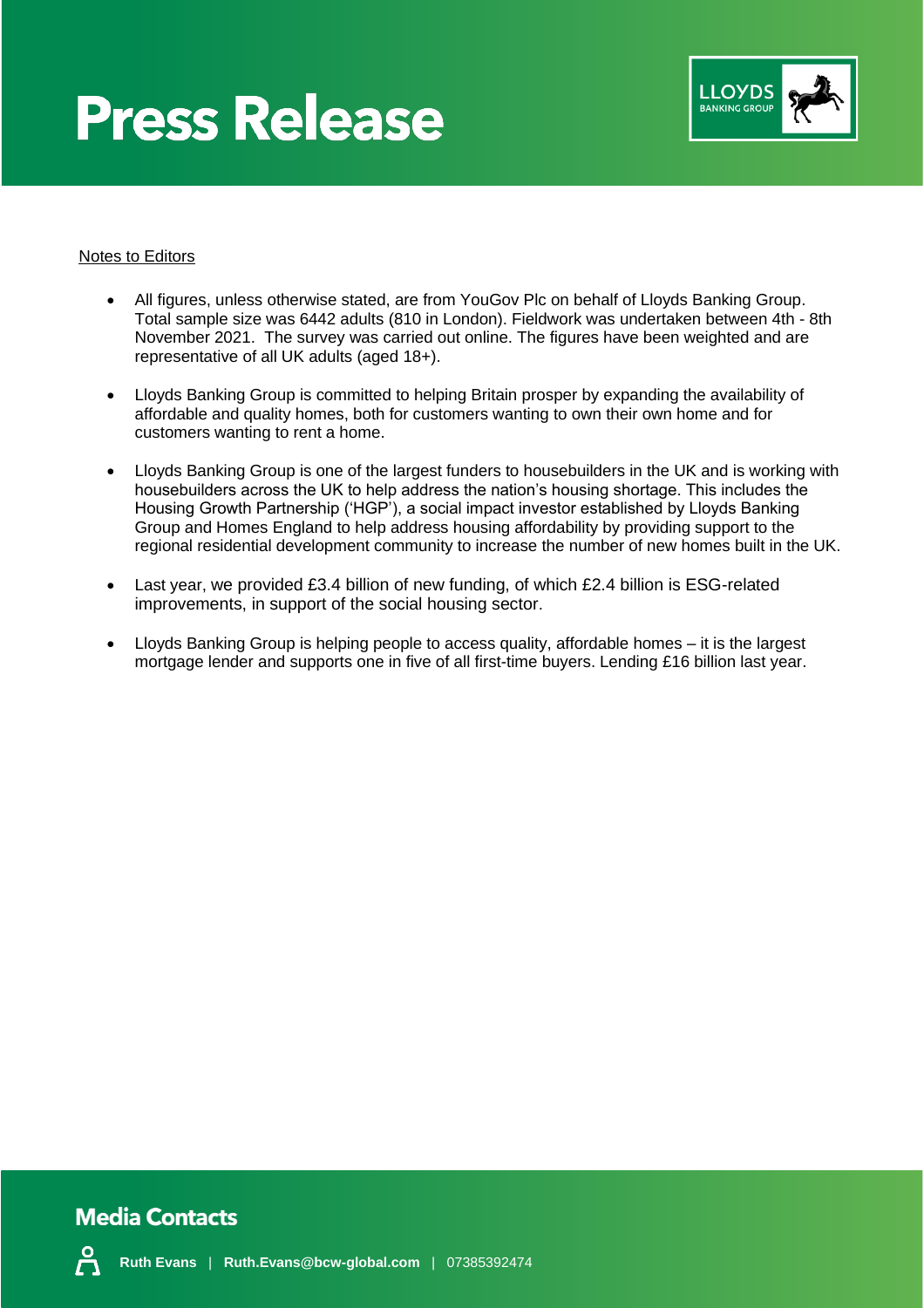# Press Release

Notes to Editors

- All figures, unless otherwise stated, are from YouGov Plc on behalf of Lloyds Banking Group. Total sample size was 6442 adults (810 in London). Fieldwork was undertaken between 4th - 8th November 2021. The survey was carried out online. The figures have been weighted and are representative of all UK adults (aged 18+).
- Lloyds Banking Group is committed to helping Britain prosper by expanding the availability of affordable and quality homes, both for customers wanting to own their own home and for customers wanting to rent a home.
- Lloyds Banking Group is one of the largest funders to housebuilders in the UK and is working with housebuilders across the UK to help address the nation's housing shortage. This includes the Housing Growth Partnership ('HGP'), a social impact investor established by Lloyds Banking Group and Homes England to help address housing affordability by providing support to the regional residential development community to increase the number of new homes built in the UK.
- Last year, we provided £3.4 billion of new funding, of which £2.4 billion is ESG-related improvements, in support of the social housing sector.
- Lloyds Banking Group is helping people to access quality, affordable homes – it is the largest mortgage lender and supports one in five of all first-time buyers. Lending £16 billion last year.

## Media Contacts

**Ruth Evans** | **Ruth.Evans@bcw-global.com** | 07385392474